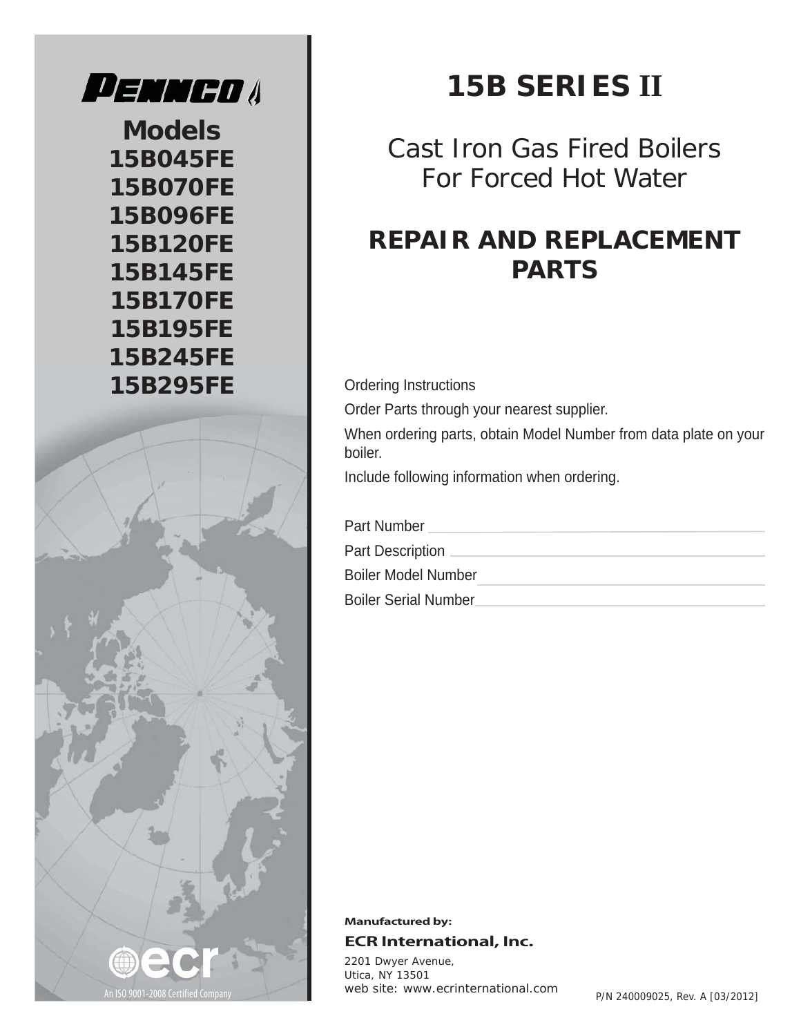PENNCO

**Models**
**15B045FE**
**15B070FE**
**15B096FE**
**15B120FE**
**15B145FE**
**15B170FE**
**15B195FE**
**15B245FE**
**15B295FE**

# 15B SERIES II

## Cast Iron Gas Fired Boilers For Forced Hot Water

## REPAIR AND REPLACEMENT PARTS

Ordering Instructions

Order Parts through your nearest supplier.

When ordering parts, obtain Model Number from data plate on your boiler.

Include following information when ordering.

Part Number ______________________________

Part Description ______________________________

Boiler Model Number ______________________________

Boiler Serial Number ______________________________

ecr

An ISO 9001-2008 Certified Company

**Manufactured by:**

**ECR International, Inc.**

2201 Dwyer Avenue,
Utica, NY 13501
web site: www.ecrinternational.com

P/N 240009025, Rev. A [03/2012]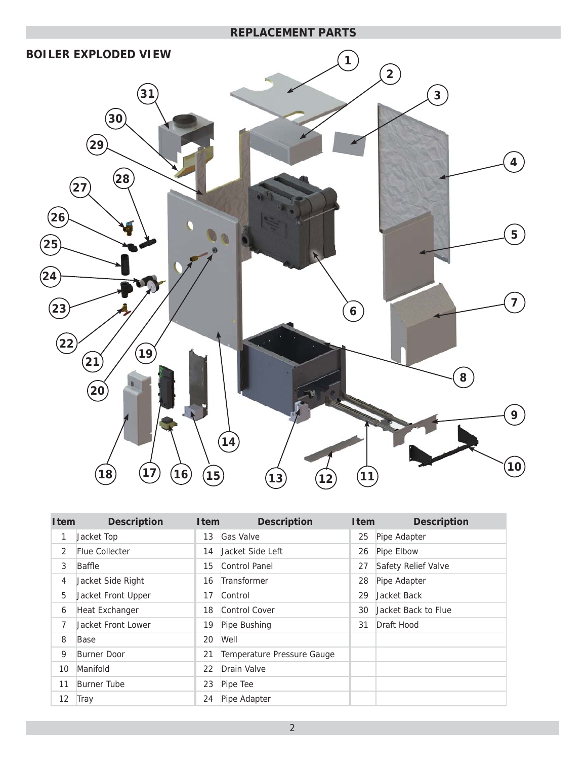## REPLACEMENT PARTS

### BOILER EXPLODED VIEW

| Item | Description | Item | Description | Item | Description |
|---|---|---|---|---|---|
| 1 | Jacket Top | 13 | Gas Valve | 25 | Pipe Adapter |
| 2 | Flue Collecter | 14 | Jacket Side Left | 26 | Pipe Elbow |
| 3 | Baffle | 15 | Control Panel | 27 | Safety Relief Valve |
| 4 | Jacket Side Right | 16 | Transformer | 28 | Pipe Adapter |
| 5 | Jacket Front Upper | 17 | Control | 29 | Jacket Back |
| 6 | Heat Exchanger | 18 | Control Cover | 30 | Jacket Back to Flue |
| 7 | Jacket Front Lower | 19 | Pipe Bushing | 31 | Draft Hood |
| 8 | Base | 20 | Well | | |
| 9 | Burner Door | 21 | Temperature Pressure Gauge | | |
| 10 | Manifold | 22 | Drain Valve | | |
| 11 | Burner Tube | 23 | Pipe Tee | | |
| 12 | Tray | 24 | Pipe Adapter | | |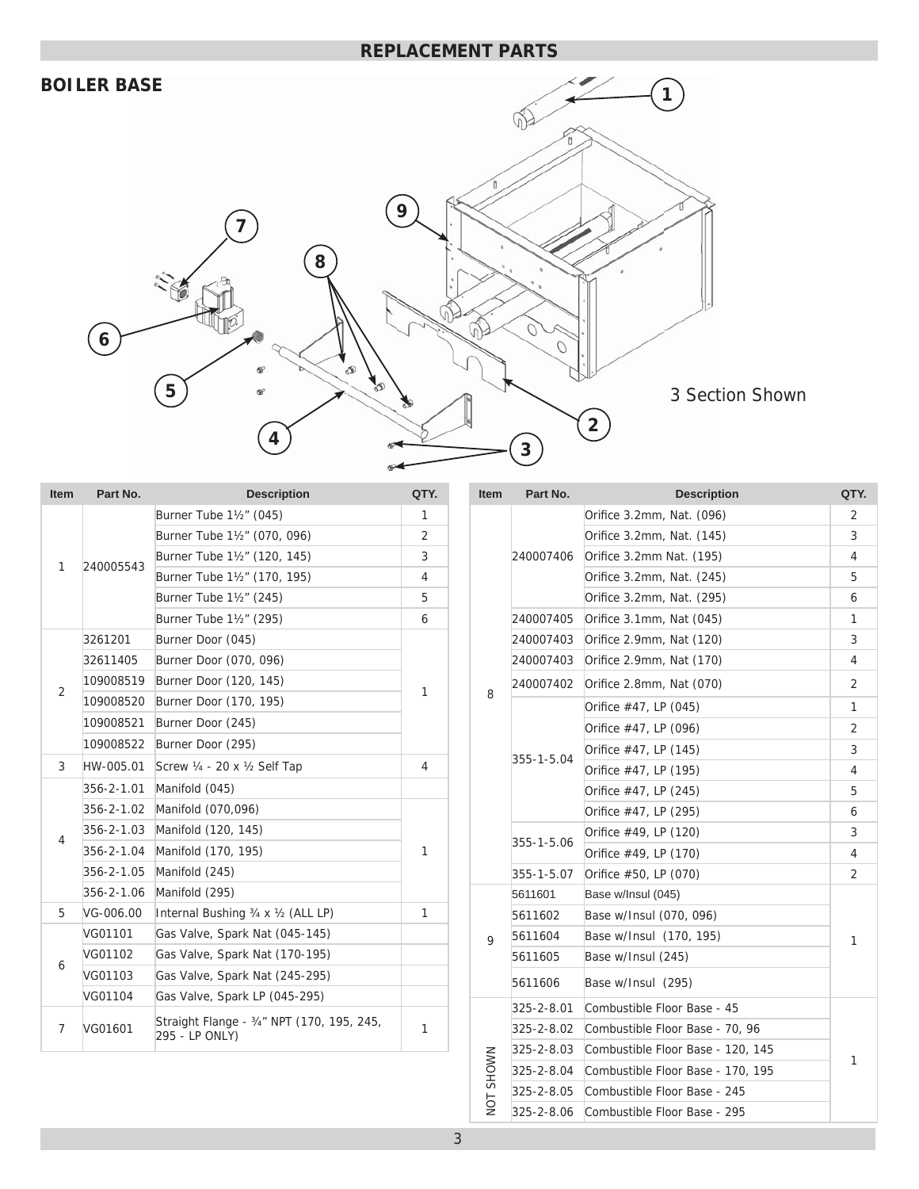## REPLACEMENT PARTS

### BOILER BASE

3 Section Shown

| Item | Part No. | Description | QTY. |
|---|---|---|---|
| 1 | 240005543 | Burner Tube 1½" (045) | 1 |
| | | Burner Tube 1½" (070, 096) | 2 |
| | | Burner Tube 1½" (120, 145) | 3 |
| | | Burner Tube 1½" (170, 195) | 4 |
| | | Burner Tube 1½" (245) | 5 |
| | | Burner Tube 1½" (295) | 6 |
| 2 | 3261201 | Burner Door (045) | 1 |
| | 32611405 | Burner Door (070, 096) | |
| | 109008519 | Burner Door (120, 145) | |
| | 109008520 | Burner Door (170, 195) | |
| | 109008521 | Burner Door (245) | |
| | 109008522 | Burner Door (295) | |
| 3 | HW-005.01 | Screw ¼ - 20 x ½ Self Tap | 4 |
| 4 | 356-2-1.01 | Manifold (045) | |
| | 356-2-1.02 | Manifold (070,096) | 1 |
| | 356-2-1.03 | Manifold (120, 145) | |
| | 356-2-1.04 | Manifold (170, 195) | |
| | 356-2-1.05 | Manifold (245) | |
| | 356-2-1.06 | Manifold (295) | |
| 5 | VG-006.00 | Internal Bushing ¾ x ½ (ALL LP) | 1 |
| 6 | VG01101 | Gas Valve, Spark Nat (045-145) | |
| | VG01102 | Gas Valve, Spark Nat (170-195) | |
| | VG01103 | Gas Valve, Spark Nat (245-295) | |
| | VG01104 | Gas Valve, Spark LP (045-295) | |
| 7 | VG01601 | Straight Flange - ¾" NPT (170, 195, 245, 295 - LP ONLY) | 1 |

| Item | Part No. | Description | QTY. |
|---|---|---|---|
| 8 | 240007406 | Orifice 3.2mm, Nat. (096) | 2 |
| | | Orifice 3.2mm, Nat. (145) | 3 |
| | | Orifice 3.2mm Nat. (195) | 4 |
| | | Orifice 3.2mm, Nat. (245) | 5 |
| | | Orifice 3.2mm, Nat. (295) | 6 |
| | 240007405 | Orifice 3.1mm, Nat (045) | 1 |
| | 240007403 | Orifice 2.9mm, Nat (120) | 3 |
| | 240007403 | Orifice 2.9mm, Nat (170) | 4 |
| | 240007402 | Orifice 2.8mm, Nat (070) | 2 |
| | 355-1-5.04 | Orifice #47, LP (045) | 1 |
| | | Orifice #47, LP (096) | 2 |
| | | Orifice #47, LP (145) | 3 |
| | | Orifice #47, LP (195) | 4 |
| | | Orifice #47, LP (245) | 5 |
| | | Orifice #47, LP (295) | 6 |
| | 355-1-5.06 | Orifice #49, LP (120) | 3 |
| | | Orifice #49, LP (170) | 4 |
| | 355-1-5.07 | Orifice #50, LP (070) | 2 |
| 9 | 5611601 | Base w/Insul (045) | 1 |
| | 5611602 | Base w/Insul (070, 096) | |
| | 5611604 | Base w/Insul (170, 195) | |
| | 5611605 | Base w/Insul (245) | |
| | 5611606 | Base w/Insul (295) | |
| NOT SHOWN | 325-2-8.01 | Combustible Floor Base - 45 | 1 |
| | 325-2-8.02 | Combustible Floor Base - 70, 96 | |
| | 325-2-8.03 | Combustible Floor Base - 120, 145 | |
| | 325-2-8.04 | Combustible Floor Base - 170, 195 | |
| | 325-2-8.05 | Combustible Floor Base - 245 | |
| | 325-2-8.06 | Combustible Floor Base - 295 | |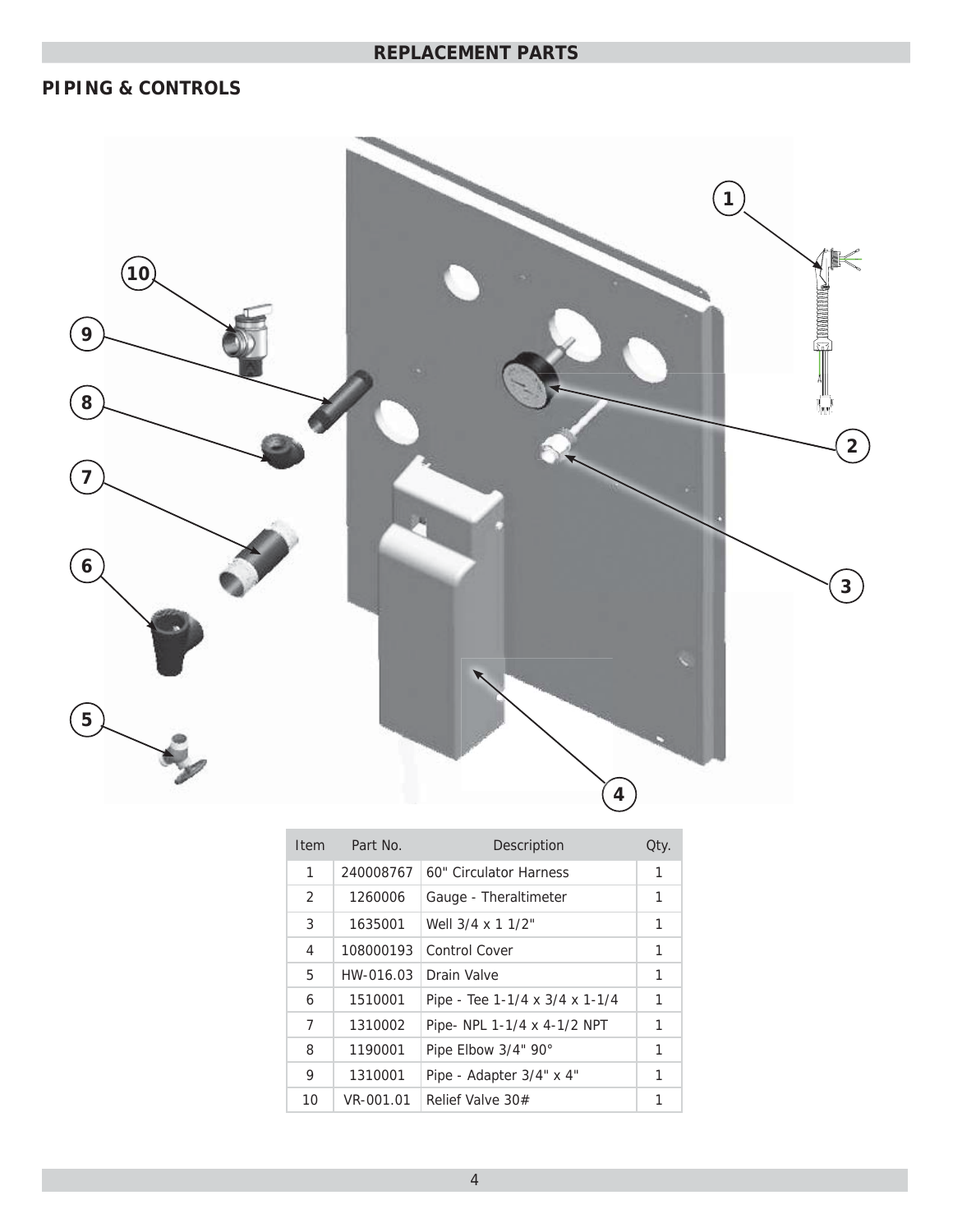## REPLACEMENT PARTS

### PIPING & CONTROLS

| Item | Part No. | Description | Qty. |
|---|---|---|---|
| 1 | 240008767 | 60" Circulator Harness | 1 |
| 2 | 1260006 | Gauge - Theraltimeter | 1 |
| 3 | 1635001 | Well 3/4 x 1 1/2" | 1 |
| 4 | 108000193 | Control Cover | 1 |
| 5 | HW-016.03 | Drain Valve | 1 |
| 6 | 1510001 | Pipe - Tee 1-1/4 x 3/4 x 1-1/4 | 1 |
| 7 | 1310002 | Pipe- NPL 1-1/4 x 4-1/2 NPT | 1 |
| 8 | 1190001 | Pipe Elbow 3/4" 90° | 1 |
| 9 | 1310001 | Pipe - Adapter 3/4" x 4" | 1 |
| 10 | VR-001.01 | Relief Valve 30# | 1 |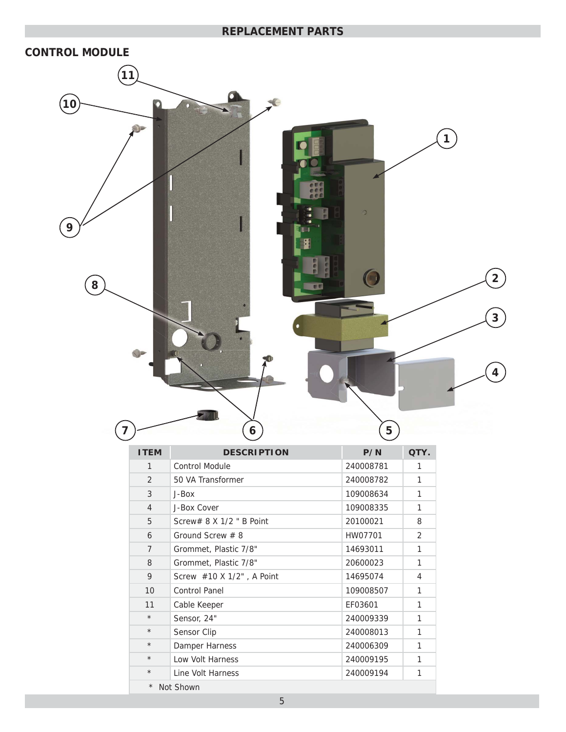## REPLACEMENT PARTS

### CONTROL MODULE

| ITEM | DESCRIPTION | P/N | QTY. |
|---|---|---|---|
| 1 | Control Module | 240008781 | 1 |
| 2 | 50 VA Transformer | 240008782 | 1 |
| 3 | J-Box | 109008634 | 1 |
| 4 | J-Box Cover | 109008335 | 1 |
| 5 | Screw# 8 X 1/2 " B Point | 20100021 | 8 |
| 6 | Ground Screw # 8 | HW07701 | 2 |
| 7 | Grommet, Plastic 7/8" | 14693011 | 1 |
| 8 | Grommet, Plastic 7/8" | 20600023 | 1 |
| 9 | Screw #10 X 1/2" , A Point | 14695074 | 4 |
| 10 | Control Panel | 109008507 | 1 |
| 11 | Cable Keeper | EF03601 | 1 |
| * | Sensor, 24" | 240009339 | 1 |
| * | Sensor Clip | 240008013 | 1 |
| * | Damper Harness | 240006309 | 1 |
| * | Low Volt Harness | 240009195 | 1 |
| * | Line Volt Harness | 240009194 | 1 |

\* Not Shown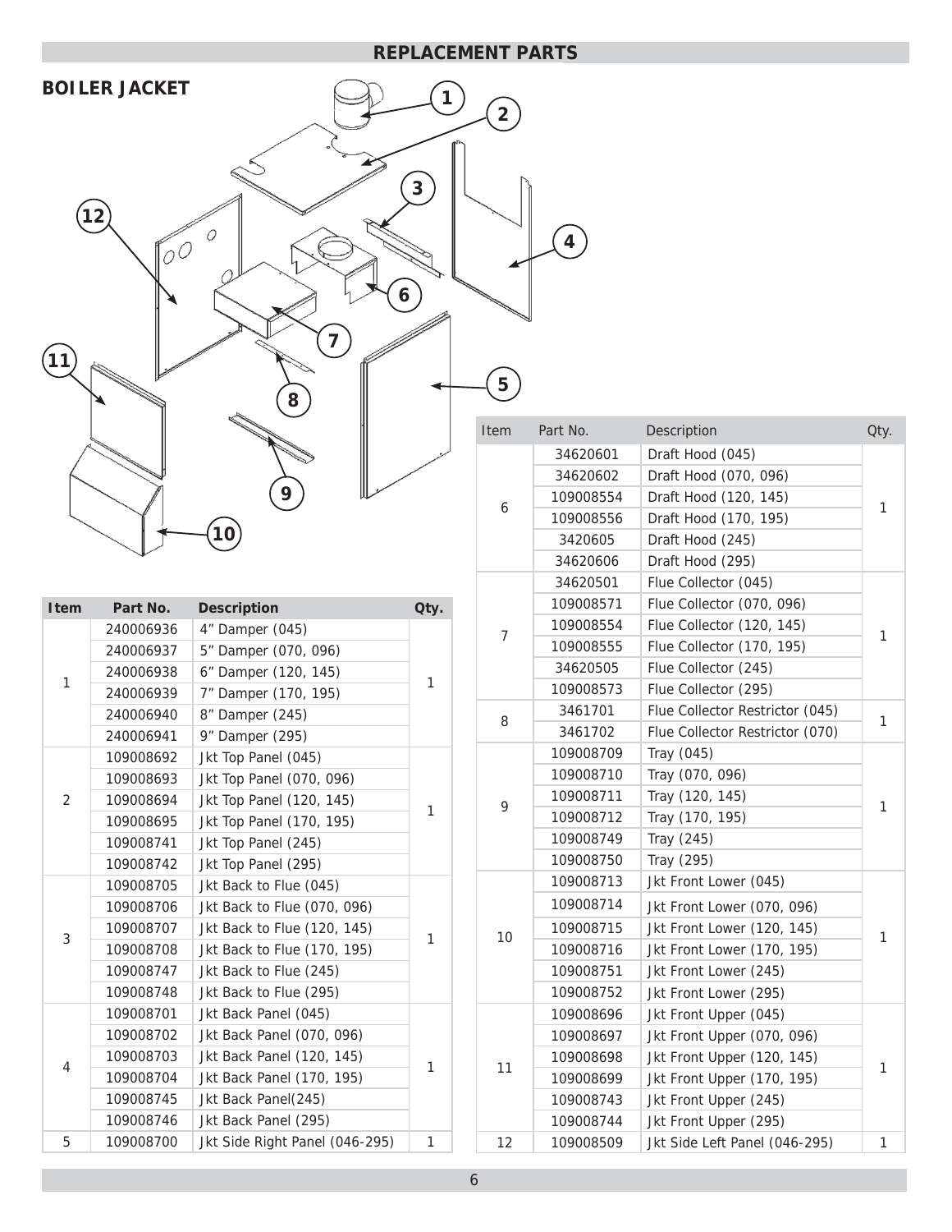## REPLACEMENT PARTS

### BOILER JACKET

| Item | Part No. | Description | Qty. |
|---|---|---|---|
| 1 | 240006936 | 4” Damper (045) | 1 |
| | 240006937 | 5” Damper (070, 096) | |
| | 240006938 | 6” Damper (120, 145) | |
| | 240006939 | 7” Damper (170, 195) | |
| | 240006940 | 8” Damper (245) | |
| | 240006941 | 9” Damper (295) | |
| 2 | 109008692 | Jkt Top Panel (045) | 1 |
| | 109008693 | Jkt Top Panel (070, 096) | |
| | 109008694 | Jkt Top Panel (120, 145) | |
| | 109008695 | Jkt Top Panel (170, 195) | |
| | 109008741 | Jkt Top Panel (245) | |
| | 109008742 | Jkt Top Panel (295) | |
| 3 | 109008705 | Jkt Back to Flue (045) | 1 |
| | 109008706 | Jkt Back to Flue (070, 096) | |
| | 109008707 | Jkt Back to Flue (120, 145) | |
| | 109008708 | Jkt Back to Flue (170, 195) | |
| | 109008747 | Jkt Back to Flue (245) | |
| | 109008748 | Jkt Back to Flue (295) | |
| 4 | 109008701 | Jkt Back Panel (045) | 1 |
| | 109008702 | Jkt Back Panel (070, 096) | |
| | 109008703 | Jkt Back Panel (120, 145) | |
| | 109008704 | Jkt Back Panel (170, 195) | |
| | 109008745 | Jkt Back Panel(245) | |
| | 109008746 | Jkt Back Panel (295) | |
| 5 | 109008700 | Jkt Side Right Panel (046-295) | 1 |

| Item | Part No. | Description | Qty. |
|---|---|---|---|
| 6 | 34620601 | Draft Hood (045) | 1 |
| | 34620602 | Draft Hood (070, 096) | |
| | 109008554 | Draft Hood (120, 145) | |
| | 109008556 | Draft Hood (170, 195) | |
| | 3420605 | Draft Hood (245) | |
| | 34620606 | Draft Hood (295) | |
| 7 | 34620501 | Flue Collector (045) | 1 |
| | 109008571 | Flue Collector (070, 096) | |
| | 109008554 | Flue Collector (120, 145) | |
| | 109008555 | Flue Collector (170, 195) | |
| | 34620505 | Flue Collector (245) | |
| | 109008573 | Flue Collector (295) | |
| 8 | 3461701 | Flue Collector Restrictor (045) | 1 |
| | 3461702 | Flue Collector Restrictor (070) | |
| 9 | 109008709 | Tray (045) | 1 |
| | 109008710 | Tray (070, 096) | |
| | 109008711 | Tray (120, 145) | |
| | 109008712 | Tray (170, 195) | |
| | 109008749 | Tray (245) | |
| | 109008750 | Tray (295) | |
| 10 | 109008713 | Jkt Front Lower (045) | 1 |
| | 109008714 | Jkt Front Lower (070, 096) | |
| | 109008715 | Jkt Front Lower (120, 145) | |
| | 109008716 | Jkt Front Lower (170, 195) | |
| | 109008751 | Jkt Front Lower (245) | |
| | 109008752 | Jkt Front Lower (295) | |
| 11 | 109008696 | Jkt Front Upper (045) | 1 |
| | 109008697 | Jkt Front Upper (070, 096) | |
| | 109008698 | Jkt Front Upper (120, 145) | |
| | 109008699 | Jkt Front Upper (170, 195) | |
| | 109008743 | Jkt Front Upper (245) | |
| | 109008744 | Jkt Front Upper (295) | |
| 12 | 109008509 | Jkt Side Left Panel (046-295) | 1 |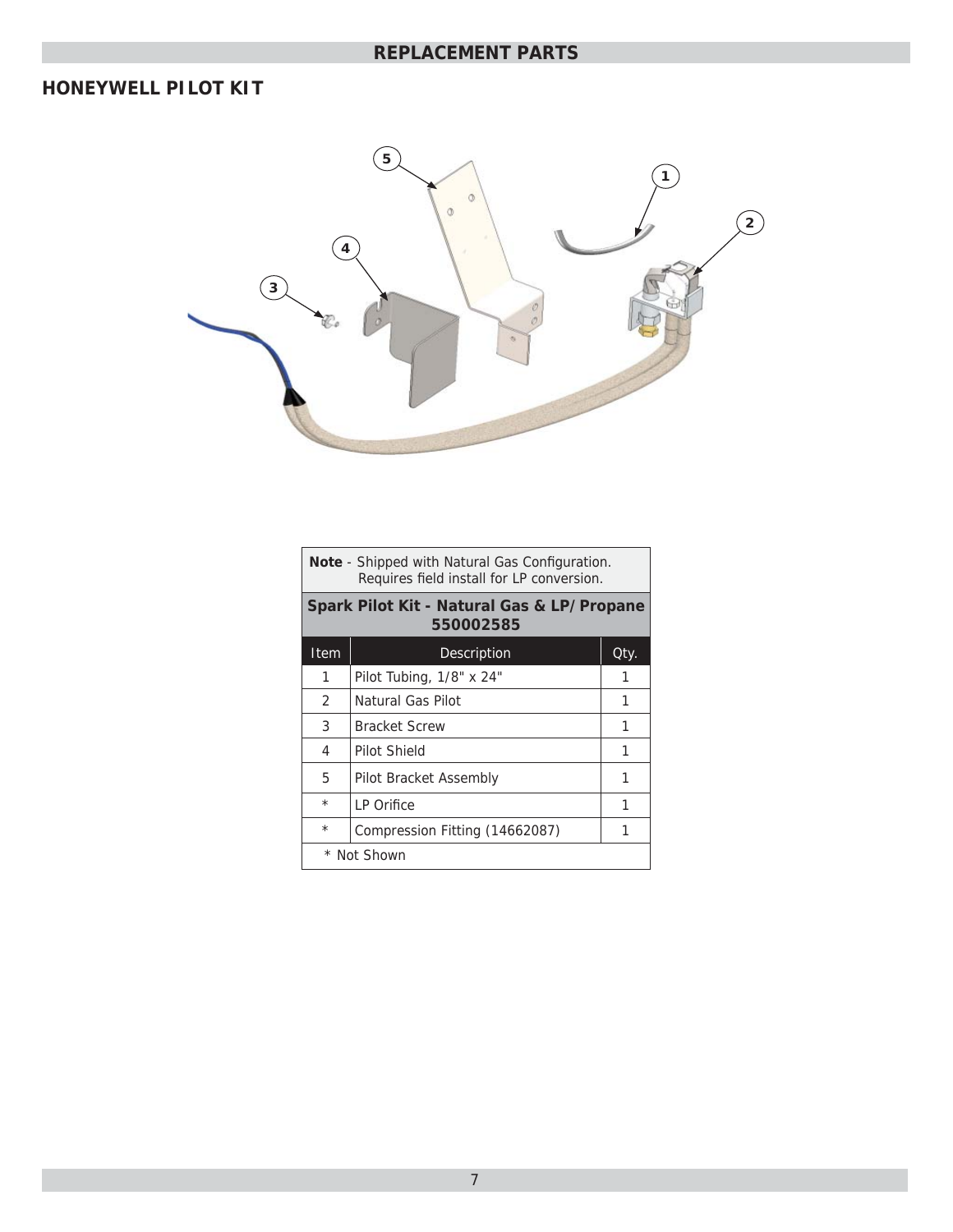## REPLACEMENT PARTS

### HONEYWELL PILOT KIT

| **Note** - Shipped with Natural Gas Configuration. Requires field install for LP conversion. | | |
|---|---|---|
| **Spark Pilot Kit - Natural Gas & LP/Propane 550002585** | | |
| Item | Description | Qty. |
| 1 | Pilot Tubing, 1/8" x 24" | 1 |
| 2 | Natural Gas Pilot | 1 |
| 3 | Bracket Screw | 1 |
| 4 | Pilot Shield | 1 |
| 5 | Pilot Bracket Assembly | 1 |
| * | LP Orifice | 1 |
| * | Compression Fitting (14662087) | 1 |
| * Not Shown | | |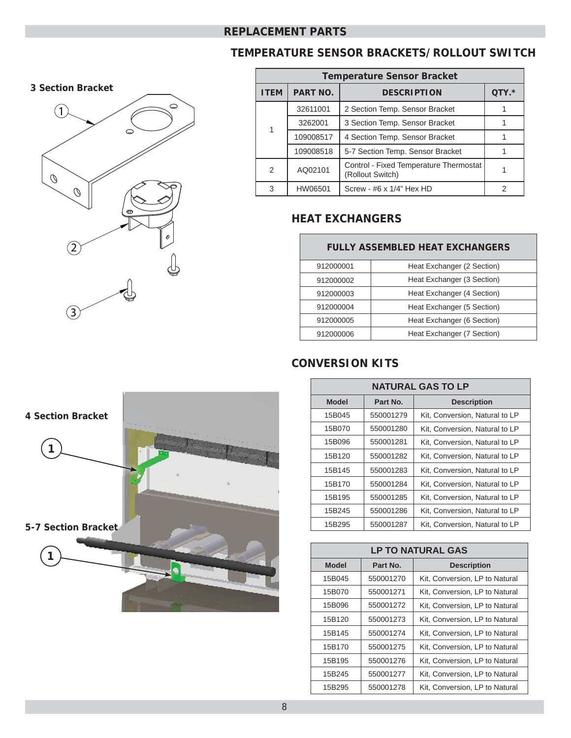# REPLACEMENT PARTS

## TEMPERATURE SENSOR BRACKETS/ ROLLOUT SWITCH

3 Section Bracket

1

2

3

| Temperature Sensor Bracket | | | |
|---|---|---|---|
| ITEM | PART NO. | DESCRIPTION | QTY.* |
| 1 | 32611001 | 2 Section Temp. Sensor Bracket | 1 |
| | 3262001 | 3 Section Temp. Sensor Bracket | 1 |
| | 109008517 | 4 Section Temp. Sensor Bracket | 1 |
| | 109008518 | 5-7 Section Temp. Sensor Bracket | 1 |
| 2 | AQ02101 | Control - Fixed Temperature Thermostat (Rollout Switch) | 1 |
| 3 | HW06501 | Screw - #6 x 1/4" Hex HD | 2 |

## HEAT EXCHANGERS

| FULLY ASSEMBLED HEAT EXCHANGERS | |
|---|---|
| 912000001 | Heat Exchanger (2 Section) |
| 912000002 | Heat Exchanger (3 Section) |
| 912000003 | Heat Exchanger (4 Section) |
| 912000004 | Heat Exchanger (5 Section) |
| 912000005 | Heat Exchanger (6 Section) |
| 912000006 | Heat Exchanger (7 Section) |

4 Section Bracket

1

5-7 Section Bracket

1

## CONVERSION KITS

| NATURAL GAS TO LP | | |
|---|---|---|
| Model | Part No. | Description |
| 15B045 | 550001279 | Kit, Conversion, Natural to LP |
| 15B070 | 550001280 | Kit, Conversion, Natural to LP |
| 15B096 | 550001281 | Kit, Conversion, Natural to LP |
| 15B120 | 550001282 | Kit, Conversion, Natural to LP |
| 15B145 | 550001283 | Kit, Conversion, Natural to LP |
| 15B170 | 550001284 | Kit, Conversion, Natural to LP |
| 15B195 | 550001285 | Kit, Conversion, Natural to LP |
| 15B245 | 550001286 | Kit, Conversion, Natural to LP |
| 15B295 | 550001287 | Kit, Conversion, Natural to LP |

| LP TO NATURAL GAS | | |
|---|---|---|
| Model | Part No. | Description |
| 15B045 | 550001270 | Kit, Conversion, LP to Natural |
| 15B070 | 550001271 | Kit, Conversion, LP to Natural |
| 15B096 | 550001272 | Kit, Conversion, LP to Natural |
| 15B120 | 550001273 | Kit, Conversion, LP to Natural |
| 15B145 | 550001274 | Kit, Conversion, LP to Natural |
| 15B170 | 550001275 | Kit, Conversion, LP to Natural |
| 15B195 | 550001276 | Kit, Conversion, LP to Natural |
| 15B245 | 550001277 | Kit, Conversion, LP to Natural |
| 15B295 | 550001278 | Kit, Conversion, LP to Natural |